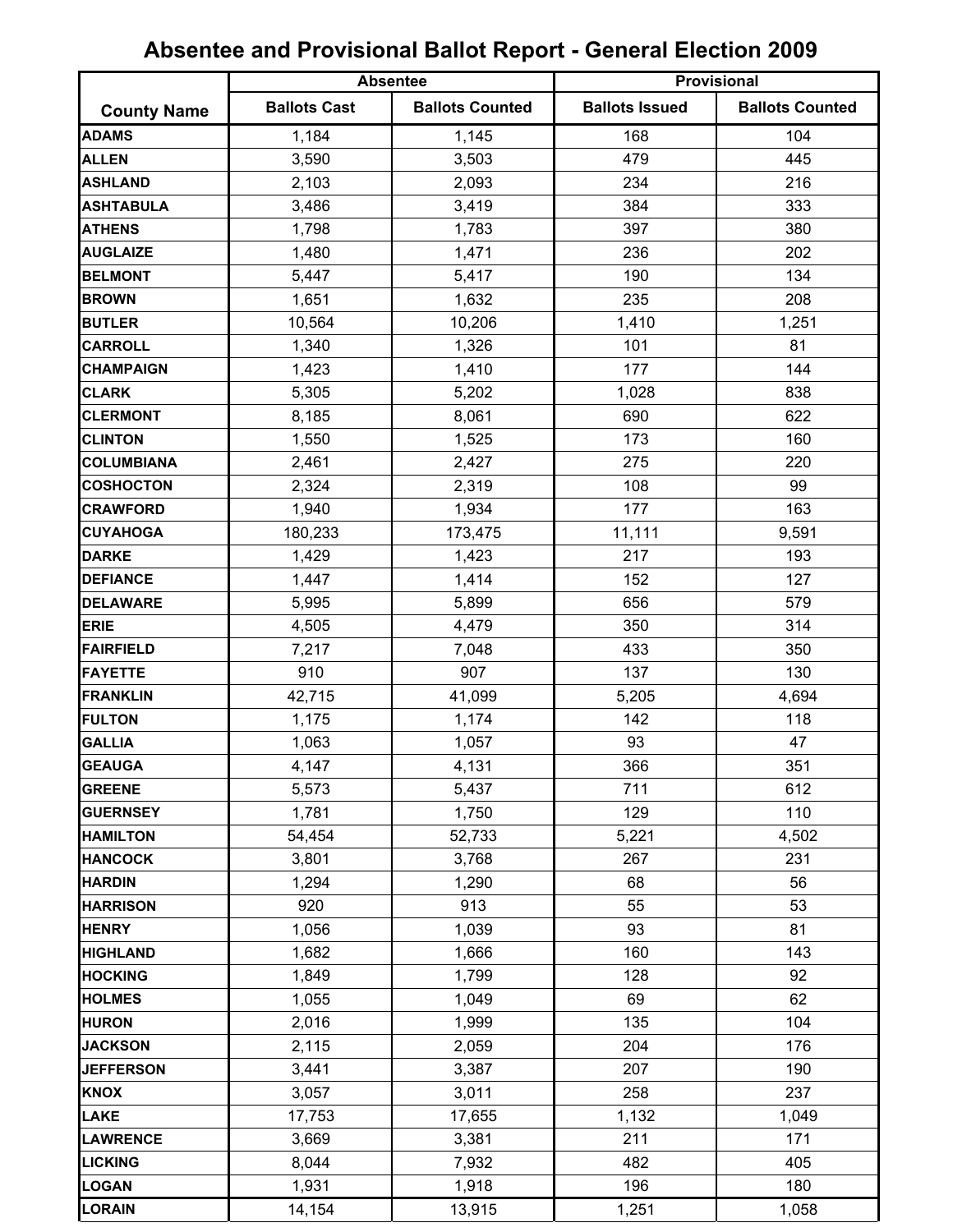# Absentee and Provisional Ballot Report - General Election 2009

| County Name | Absentee | | Provisional | |
|---|---|---|---|---|
| | Ballots Cast | Ballots Counted | Ballots Issued | Ballots Counted |
| ADAMS | 1,184 | 1,145 | 168 | 104 |
| ALLEN | 3,590 | 3,503 | 479 | 445 |
| ASHLAND | 2,103 | 2,093 | 234 | 216 |
| ASHTABULA | 3,486 | 3,419 | 384 | 333 |
| ATHENS | 1,798 | 1,783 | 397 | 380 |
| AUGLAIZE | 1,480 | 1,471 | 236 | 202 |
| BELMONT | 5,447 | 5,417 | 190 | 134 |
| BROWN | 1,651 | 1,632 | 235 | 208 |
| BUTLER | 10,564 | 10,206 | 1,410 | 1,251 |
| CARROLL | 1,340 | 1,326 | 101 | 81 |
| CHAMPAIGN | 1,423 | 1,410 | 177 | 144 |
| CLARK | 5,305 | 5,202 | 1,028 | 838 |
| CLERMONT | 8,185 | 8,061 | 690 | 622 |
| CLINTON | 1,550 | 1,525 | 173 | 160 |
| COLUMBIANA | 2,461 | 2,427 | 275 | 220 |
| COSHOCTON | 2,324 | 2,319 | 108 | 99 |
| CRAWFORD | 1,940 | 1,934 | 177 | 163 |
| CUYAHOGA | 180,233 | 173,475 | 11,111 | 9,591 |
| DARKE | 1,429 | 1,423 | 217 | 193 |
| DEFIANCE | 1,447 | 1,414 | 152 | 127 |
| DELAWARE | 5,995 | 5,899 | 656 | 579 |
| ERIE | 4,505 | 4,479 | 350 | 314 |
| FAIRFIELD | 7,217 | 7,048 | 433 | 350 |
| FAYETTE | 910 | 907 | 137 | 130 |
| FRANKLIN | 42,715 | 41,099 | 5,205 | 4,694 |
| FULTON | 1,175 | 1,174 | 142 | 118 |
| GALLIA | 1,063 | 1,057 | 93 | 47 |
| GEAUGA | 4,147 | 4,131 | 366 | 351 |
| GREENE | 5,573 | 5,437 | 711 | 612 |
| GUERNSEY | 1,781 | 1,750 | 129 | 110 |
| HAMILTON | 54,454 | 52,733 | 5,221 | 4,502 |
| HANCOCK | 3,801 | 3,768 | 267 | 231 |
| HARDIN | 1,294 | 1,290 | 68 | 56 |
| HARRISON | 920 | 913 | 55 | 53 |
| HENRY | 1,056 | 1,039 | 93 | 81 |
| HIGHLAND | 1,682 | 1,666 | 160 | 143 |
| HOCKING | 1,849 | 1,799 | 128 | 92 |
| HOLMES | 1,055 | 1,049 | 69 | 62 |
| HURON | 2,016 | 1,999 | 135 | 104 |
| JACKSON | 2,115 | 2,059 | 204 | 176 |
| JEFFERSON | 3,441 | 3,387 | 207 | 190 |
| KNOX | 3,057 | 3,011 | 258 | 237 |
| LAKE | 17,753 | 17,655 | 1,132 | 1,049 |
| LAWRENCE | 3,669 | 3,381 | 211 | 171 |
| LICKING | 8,044 | 7,932 | 482 | 405 |
| LOGAN | 1,931 | 1,918 | 196 | 180 |
| LORAIN | 14,154 | 13,915 | 1,251 | 1,058 |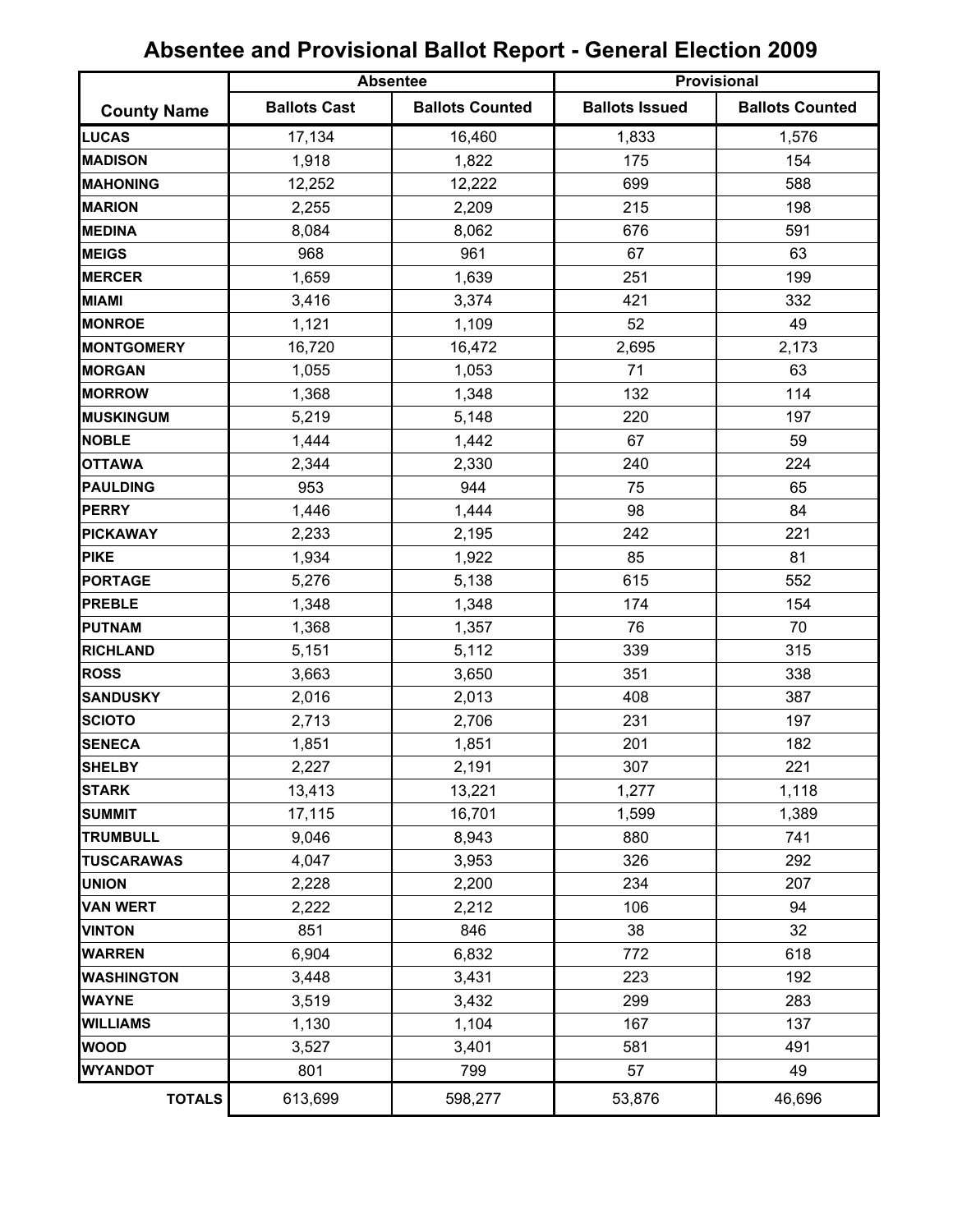# Absentee and Provisional Ballot Report - General Election 2009

| County Name | Absentee | | Provisional | |
|---|---|---|---|---|
| | Ballots Cast | Ballots Counted | Ballots Issued | Ballots Counted |
| LUCAS | 17,134 | 16,460 | 1,833 | 1,576 |
| MADISON | 1,918 | 1,822 | 175 | 154 |
| MAHONING | 12,252 | 12,222 | 699 | 588 |
| MARION | 2,255 | 2,209 | 215 | 198 |
| MEDINA | 8,084 | 8,062 | 676 | 591 |
| MEIGS | 968 | 961 | 67 | 63 |
| MERCER | 1,659 | 1,639 | 251 | 199 |
| MIAMI | 3,416 | 3,374 | 421 | 332 |
| MONROE | 1,121 | 1,109 | 52 | 49 |
| MONTGOMERY | 16,720 | 16,472 | 2,695 | 2,173 |
| MORGAN | 1,055 | 1,053 | 71 | 63 |
| MORROW | 1,368 | 1,348 | 132 | 114 |
| MUSKINGUM | 5,219 | 5,148 | 220 | 197 |
| NOBLE | 1,444 | 1,442 | 67 | 59 |
| OTTAWA | 2,344 | 2,330 | 240 | 224 |
| PAULDING | 953 | 944 | 75 | 65 |
| PERRY | 1,446 | 1,444 | 98 | 84 |
| PICKAWAY | 2,233 | 2,195 | 242 | 221 |
| PIKE | 1,934 | 1,922 | 85 | 81 |
| PORTAGE | 5,276 | 5,138 | 615 | 552 |
| PREBLE | 1,348 | 1,348 | 174 | 154 |
| PUTNAM | 1,368 | 1,357 | 76 | 70 |
| RICHLAND | 5,151 | 5,112 | 339 | 315 |
| ROSS | 3,663 | 3,650 | 351 | 338 |
| SANDUSKY | 2,016 | 2,013 | 408 | 387 |
| SCIOTO | 2,713 | 2,706 | 231 | 197 |
| SENECA | 1,851 | 1,851 | 201 | 182 |
| SHELBY | 2,227 | 2,191 | 307 | 221 |
| STARK | 13,413 | 13,221 | 1,277 | 1,118 |
| SUMMIT | 17,115 | 16,701 | 1,599 | 1,389 |
| TRUMBULL | 9,046 | 8,943 | 880 | 741 |
| TUSCARAWAS | 4,047 | 3,953 | 326 | 292 |
| UNION | 2,228 | 2,200 | 234 | 207 |
| VAN WERT | 2,222 | 2,212 | 106 | 94 |
| VINTON | 851 | 846 | 38 | 32 |
| WARREN | 6,904 | 6,832 | 772 | 618 |
| WASHINGTON | 3,448 | 3,431 | 223 | 192 |
| WAYNE | 3,519 | 3,432 | 299 | 283 |
| WILLIAMS | 1,130 | 1,104 | 167 | 137 |
| WOOD | 3,527 | 3,401 | 581 | 491 |
| WYANDOT | 801 | 799 | 57 | 49 |
| TOTALS | 613,699 | 598,277 | 53,876 | 46,696 |